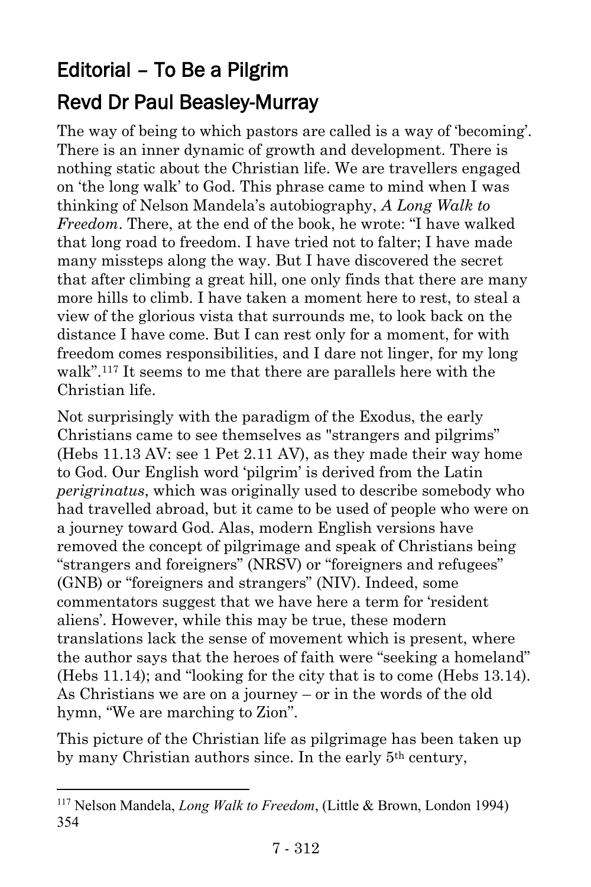# Editorial – To Be a Pilgrim

## Revd Dr Paul Beasley-Murray

The way of being to which pastors are called is a way of 'becoming'. There is an inner dynamic of growth and development. There is nothing static about the Christian life. We are travellers engaged on 'the long walk' to God. This phrase came to mind when I was thinking of Nelson Mandela's autobiography, *A Long Walk to Freedom*. There, at the end of the book, he wrote: "I have walked that long road to freedom. I have tried not to falter; I have made many missteps along the way. But I have discovered the secret that after climbing a great hill, one only finds that there are many more hills to climb. I have taken a moment here to rest, to steal a view of the glorious vista that surrounds me, to look back on the distance I have come. But I can rest only for a moment, for with freedom comes responsibilities, and I dare not linger, for my long walk".[117] It seems to me that there are parallels here with the Christian life.

Not surprisingly with the paradigm of the Exodus, the early Christians came to see themselves as "strangers and pilgrims" (Hebs 11.13 AV: see 1 Pet 2.11 AV), as they made their way home to God. Our English word 'pilgrim' is derived from the Latin *perigrinatus*, which was originally used to describe somebody who had travelled abroad, but it came to be used of people who were on a journey toward God. Alas, modern English versions have removed the concept of pilgrimage and speak of Christians being "strangers and foreigners" (NRSV) or "foreigners and refugees" (GNB) or "foreigners and strangers" (NIV). Indeed, some commentators suggest that we have here a term for 'resident aliens'. However, while this may be true, these modern translations lack the sense of movement which is present, where the author says that the heroes of faith were "seeking a homeland" (Hebs 11.14); and "looking for the city that is to come (Hebs 13.14). As Christians we are on a journey – or in the words of the old hymn, "We are marching to Zion".

This picture of the Christian life as pilgrimage has been taken up by many Christian authors since. In the early 5th century,

---

[117] Nelson Mandela, *Long Walk to Freedom*, (Little & Brown, London 1994) 354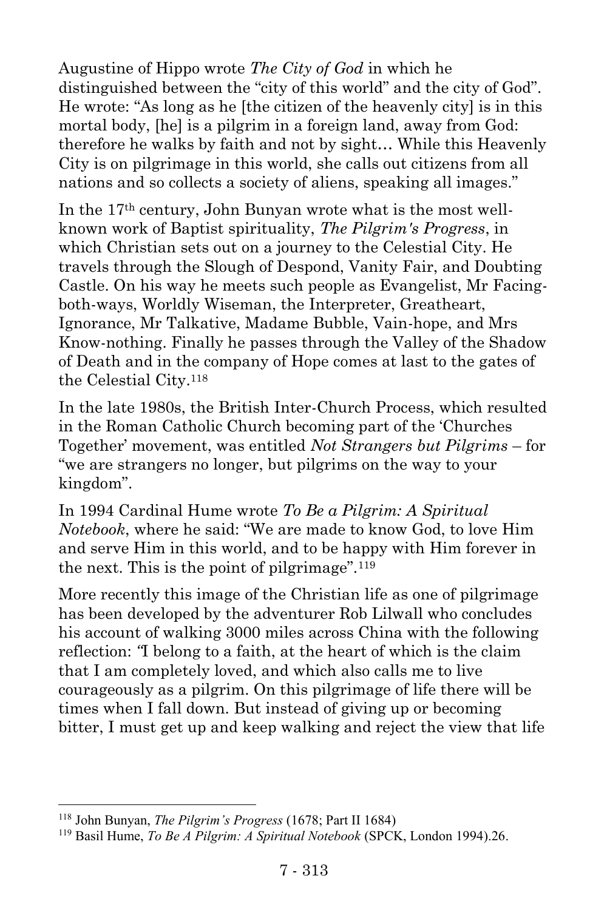Augustine of Hippo wrote *The City of God* in which he distinguished between the "city of this world" and the city of God". He wrote: "As long as he [the citizen of the heavenly city] is in this mortal body, [he] is a pilgrim in a foreign land, away from God: therefore he walks by faith and not by sight… While this Heavenly City is on pilgrimage in this world, she calls out citizens from all nations and so collects a society of aliens, speaking all images."

In the 17th century, John Bunyan wrote what is the most well-known work of Baptist spirituality, *The Pilgrim's Progress*, in which Christian sets out on a journey to the Celestial City. He travels through the Slough of Despond, Vanity Fair, and Doubting Castle. On his way he meets such people as Evangelist, Mr Facing-both-ways, Worldly Wiseman, the Interpreter, Greatheart, Ignorance, Mr Talkative, Madame Bubble, Vain-hope, and Mrs Know-nothing. Finally he passes through the Valley of the Shadow of Death and in the company of Hope comes at last to the gates of the Celestial City.[118]

In the late 1980s, the British Inter-Church Process, which resulted in the Roman Catholic Church becoming part of the 'Churches Together' movement, was entitled *Not Strangers but Pilgrims* – for "we are strangers no longer, but pilgrims on the way to your kingdom".

In 1994 Cardinal Hume wrote *To Be a Pilgrim: A Spiritual Notebook*, where he said: "We are made to know God, to love Him and serve Him in this world, and to be happy with Him forever in the next. This is the point of pilgrimage".[119]

More recently this image of the Christian life as one of pilgrimage has been developed by the adventurer Rob Lilwall who concludes his account of walking 3000 miles across China with the following reflection: "I belong to a faith, at the heart of which is the claim that I am completely loved, and which also calls me to live courageously as a pilgrim. On this pilgrimage of life there will be times when I fall down. But instead of giving up or becoming bitter, I must get up and keep walking and reject the view that life

---

[118] John Bunyan, *The Pilgrim's Progress* (1678; Part II 1684)

[119] Basil Hume, *To Be A Pilgrim: A Spiritual Notebook* (SPCK, London 1994).26.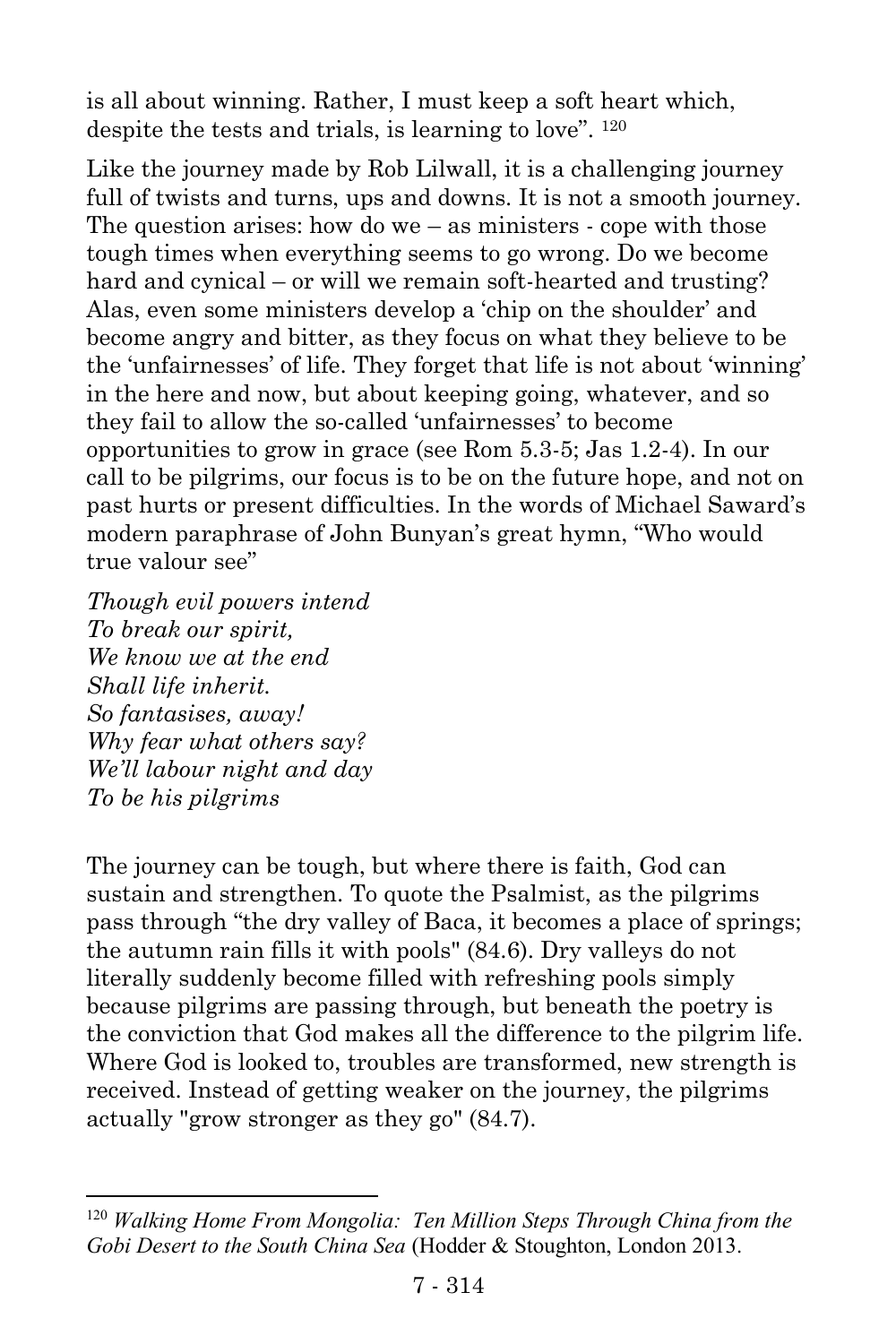is all about winning. Rather, I must keep a soft heart which, despite the tests and trials, is learning to love". [120]

Like the journey made by Rob Lilwall, it is a challenging journey full of twists and turns, ups and downs. It is not a smooth journey. The question arises: how do we – as ministers - cope with those tough times when everything seems to go wrong. Do we become hard and cynical – or will we remain soft-hearted and trusting? Alas, even some ministers develop a 'chip on the shoulder' and become angry and bitter, as they focus on what they believe to be the 'unfairnesses' of life. They forget that life is not about 'winning' in the here and now, but about keeping going, whatever, and so they fail to allow the so-called 'unfairnesses' to become opportunities to grow in grace (see Rom 5.3-5; Jas 1.2-4). In our call to be pilgrims, our focus is to be on the future hope, and not on past hurts or present difficulties. In the words of Michael Saward's modern paraphrase of John Bunyan's great hymn, "Who would true valour see"

*Though evil powers intend*
*To break our spirit,*
*We know we at the end*
*Shall life inherit.*
*So fantasises, away!*
*Why fear what others say?*
*We'll labour night and day*
*To be his pilgrims*

The journey can be tough, but where there is faith, God can sustain and strengthen. To quote the Psalmist, as the pilgrims pass through "the dry valley of Baca, it becomes a place of springs; the autumn rain fills it with pools" (84.6). Dry valleys do not literally suddenly become filled with refreshing pools simply because pilgrims are passing through, but beneath the poetry is the conviction that God makes all the difference to the pilgrim life. Where God is looked to, troubles are transformed, new strength is received. Instead of getting weaker on the journey, the pilgrims actually "grow stronger as they go" (84.7).

---

[120] *Walking Home From Mongolia: Ten Million Steps Through China from the Gobi Desert to the South China Sea* (Hodder & Stoughton, London 2013.